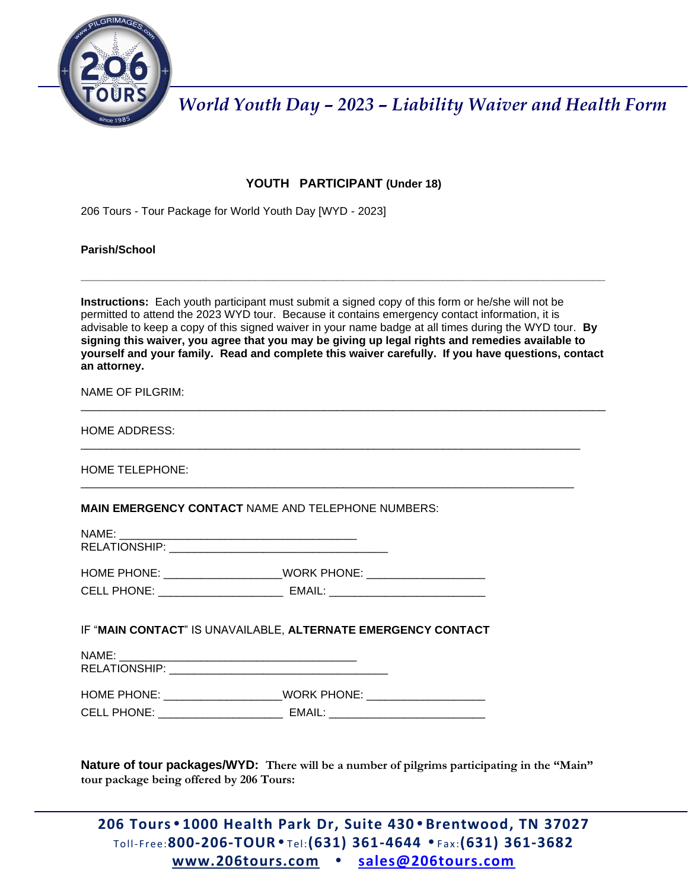# *World Youth Day – 2023 – Liability Waiver and Health Form*

## YOUTH PARTICIPANT (Under 18)

206 Tours - Tour Package for World Youth Day [WYD - 2023]

**Parish/School**

______________________________________________________________________________

**Instructions:** Each youth participant must submit a signed copy of this form or he/she will not be permitted to attend the 2023 WYD tour. Because it contains emergency contact information, it is advisable to keep a copy of this signed waiver in your name badge at all times during the WYD tour. **By signing this waiver, you agree that you may be giving up legal rights and remedies available to yourself and your family. Read and complete this waiver carefully. If you have questions, contact an attorney.**

NAME OF PILGRIM:
______________________________________________________________________________

HOME ADDRESS:
___________________________________________________________________________

HOME TELEPHONE:
__________________________________________________________________________

**MAIN EMERGENCY CONTACT** NAME AND TELEPHONE NUMBERS:

NAME: ____________________________________
RELATIONSHIP: _________________________________

HOME PHONE: __________________WORK PHONE: __________________

CELL PHONE: ___________________ EMAIL: ________________________

IF "**MAIN CONTACT**" IS UNAVAILABLE, **ALTERNATE EMERGENCY CONTACT**

NAME: ____________________________________
RELATIONSHIP: _________________________________

HOME PHONE: __________________WORK PHONE: __________________

CELL PHONE: ___________________ EMAIL: ________________________

**Nature of tour packages/WYD: There will be a number of pilgrims participating in the "Main" tour package being offered by 206 Tours:**

**206 Tours • 1000 Health Park Dr, Suite 430 • Brentwood, TN 37027**
Toll-Free: **800-206-TOUR** • Tel: **(631) 361-4644** • Fax: **(631) 361-3682**
**www.206tours.com • sales@206tours.com**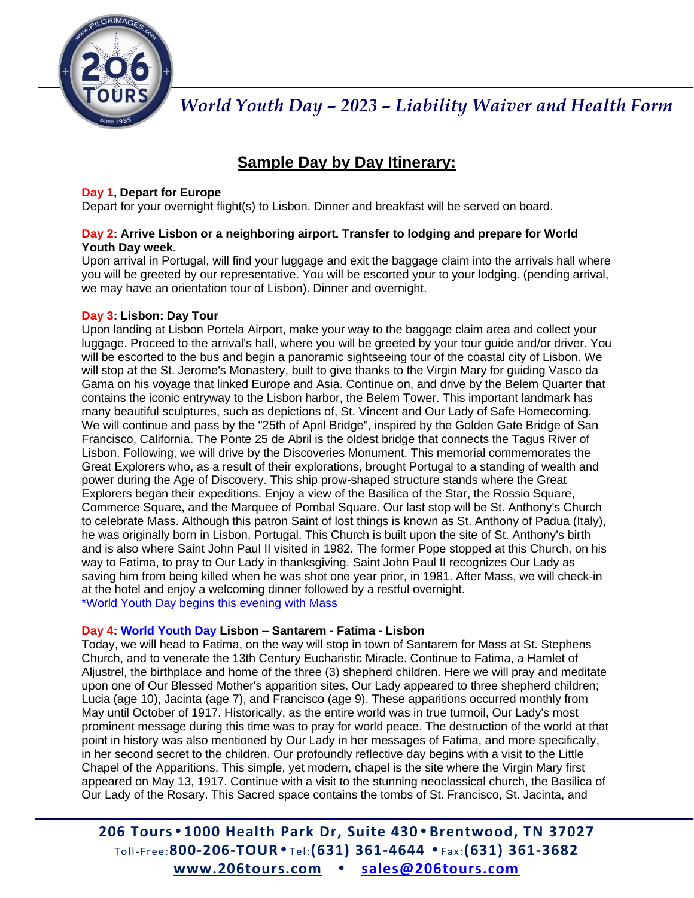## Sample Day by Day Itinerary:

**Day 1, Depart for Europe**
Depart for your overnight flight(s) to Lisbon. Dinner and breakfast will be served on board.

**Day 2: Arrive Lisbon or a neighboring airport. Transfer to lodging and prepare for World Youth Day week.**
Upon arrival in Portugal, will find your luggage and exit the baggage claim into the arrivals hall where you will be greeted by our representative. You will be escorted your to your lodging. (pending arrival, we may have an orientation tour of Lisbon). Dinner and overnight.

**Day 3: Lisbon: Day Tour**
Upon landing at Lisbon Portela Airport, make your way to the baggage claim area and collect your luggage. Proceed to the arrival's hall, where you will be greeted by your tour guide and/or driver. You will be escorted to the bus and begin a panoramic sightseeing tour of the coastal city of Lisbon. We will stop at the St. Jerome's Monastery, built to give thanks to the Virgin Mary for guiding Vasco da Gama on his voyage that linked Europe and Asia. Continue on, and drive by the Belem Quarter that contains the iconic entryway to the Lisbon harbor, the Belem Tower. This important landmark has many beautiful sculptures, such as depictions of, St. Vincent and Our Lady of Safe Homecoming. We will continue and pass by the "25th of April Bridge", inspired by the Golden Gate Bridge of San Francisco, California. The Ponte 25 de Abril is the oldest bridge that connects the Tagus River of Lisbon. Following, we will drive by the Discoveries Monument. This memorial commemorates the Great Explorers who, as a result of their explorations, brought Portugal to a standing of wealth and power during the Age of Discovery. This ship prow-shaped structure stands where the Great Explorers began their expeditions. Enjoy a view of the Basilica of the Star, the Rossio Square, Commerce Square, and the Marquee of Pombal Square. Our last stop will be St. Anthony's Church to celebrate Mass. Although this patron Saint of lost things is known as St. Anthony of Padua (Italy), he was originally born in Lisbon, Portugal. This Church is built upon the site of St. Anthony's birth and is also where Saint John Paul II visited in 1982. The former Pope stopped at this Church, on his way to Fatima, to pray to Our Lady in thanksgiving. Saint John Paul II recognizes Our Lady as saving him from being killed when he was shot one year prior, in 1981. After Mass, we will check-in at the hotel and enjoy a welcoming dinner followed by a restful overnight.
*World Youth Day begins this evening with Mass

**Day 4: World Youth Day Lisbon – Santarem - Fatima - Lisbon**
Today, we will head to Fatima, on the way will stop in town of Santarem for Mass at St. Stephens Church, and to venerate the 13th Century Eucharistic Miracle. Continue to Fatima, a Hamlet of Aljustrel, the birthplace and home of the three (3) shepherd children. Here we will pray and meditate upon one of Our Blessed Mother's apparition sites. Our Lady appeared to three shepherd children; Lucia (age 10), Jacinta (age 7), and Francisco (age 9). These apparitions occurred monthly from May until October of 1917. Historically, as the entire world was in true turmoil, Our Lady's most prominent message during this time was to pray for world peace. The destruction of the world at that point in history was also mentioned by Our Lady in her messages of Fatima, and more specifically, in her second secret to the children. Our profoundly reflective day begins with a visit to the Little Chapel of the Apparitions. This simple, yet modern, chapel is the site where the Virgin Mary first appeared on May 13, 1917. Continue with a visit to the stunning neoclassical church, the Basilica of Our Lady of the Rosary. This Sacred space contains the tombs of St. Francisco, St. Jacinta, and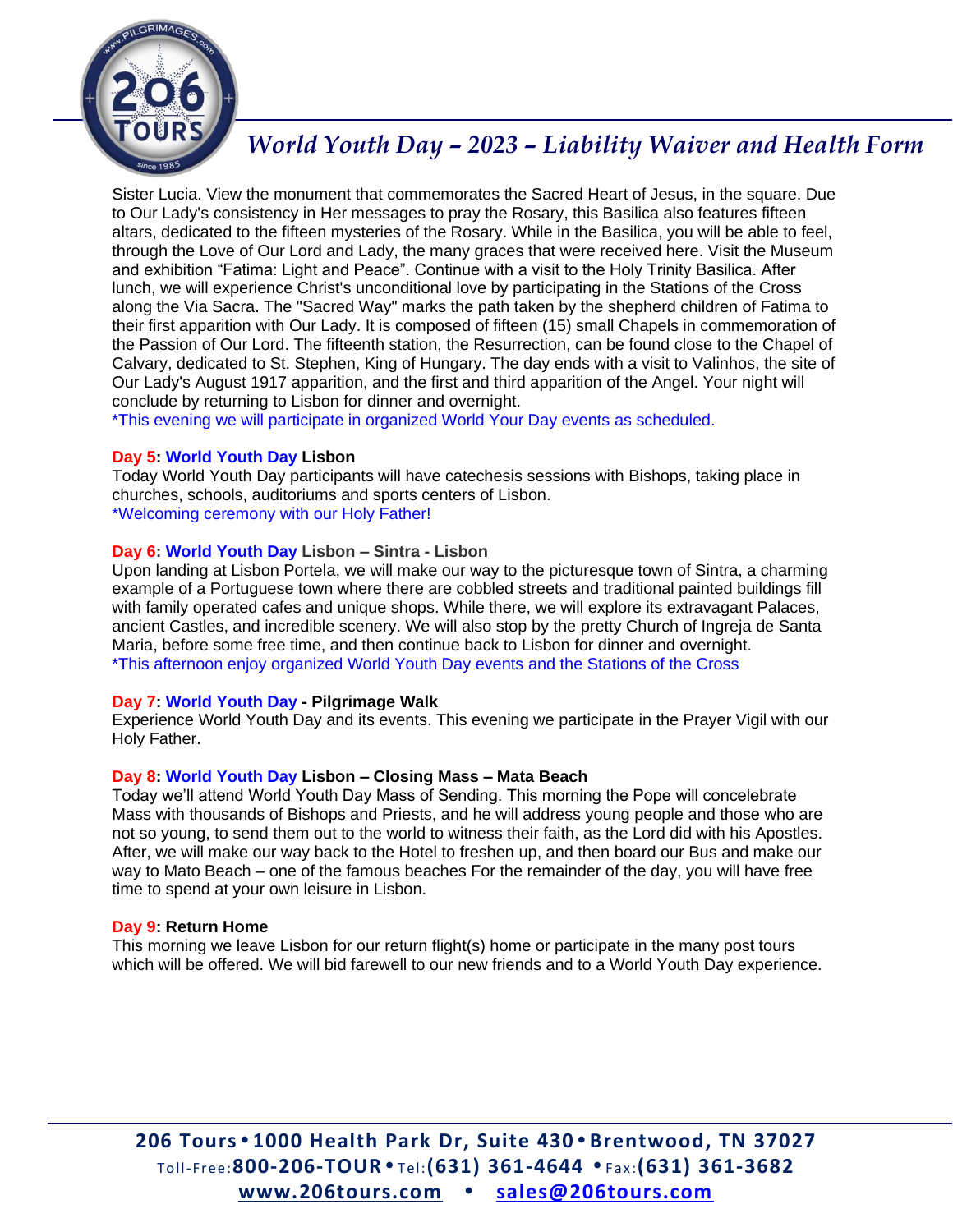Sister Lucia. View the monument that commemorates the Sacred Heart of Jesus, in the square. Due to Our Lady's consistency in Her messages to pray the Rosary, this Basilica also features fifteen altars, dedicated to the fifteen mysteries of the Rosary. While in the Basilica, you will be able to feel, through the Love of Our Lord and Lady, the many graces that were received here. Visit the Museum and exhibition "Fatima: Light and Peace". Continue with a visit to the Holy Trinity Basilica. After lunch, we will experience Christ's unconditional love by participating in the Stations of the Cross along the Via Sacra. The "Sacred Way" marks the path taken by the shepherd children of Fatima to their first apparition with Our Lady. It is composed of fifteen (15) small Chapels in commemoration of the Passion of Our Lord. The fifteenth station, the Resurrection, can be found close to the Chapel of Calvary, dedicated to St. Stephen, King of Hungary. The day ends with a visit to Valinhos, the site of Our Lady's August 1917 apparition, and the first and third apparition of the Angel. Your night will conclude by returning to Lisbon for dinner and overnight.
*This evening we will participate in organized World Your Day events as scheduled.

**Day 5: World Youth Day Lisbon**
Today World Youth Day participants will have catechesis sessions with Bishops, taking place in churches, schools, auditoriums and sports centers of Lisbon.
*Welcoming ceremony with our Holy Father!

**Day 6: World Youth Day Lisbon – Sintra - Lisbon**
Upon landing at Lisbon Portela, we will make our way to the picturesque town of Sintra, a charming example of a Portuguese town where there are cobbled streets and traditional painted buildings fill with family operated cafes and unique shops. While there, we will explore its extravagant Palaces, ancient Castles, and incredible scenery. We will also stop by the pretty Church of Ingreja de Santa Maria, before some free time, and then continue back to Lisbon for dinner and overnight.
*This afternoon enjoy organized World Youth Day events and the Stations of the Cross

**Day 7: World Youth Day - Pilgrimage Walk**
Experience World Youth Day and its events. This evening we participate in the Prayer Vigil with our Holy Father.

**Day 8: World Youth Day Lisbon – Closing Mass – Mata Beach**
Today we'll attend World Youth Day Mass of Sending. This morning the Pope will concelebrate Mass with thousands of Bishops and Priests, and he will address young people and those who are not so young, to send them out to the world to witness their faith, as the Lord did with his Apostles. After, we will make our way back to the Hotel to freshen up, and then board our Bus and make our way to Mato Beach – one of the famous beaches For the remainder of the day, you will have free time to spend at your own leisure in Lisbon.

**Day 9: Return Home**
This morning we leave Lisbon for our return flight(s) home or participate in the many post tours which will be offered. We will bid farewell to our new friends and to a World Youth Day experience.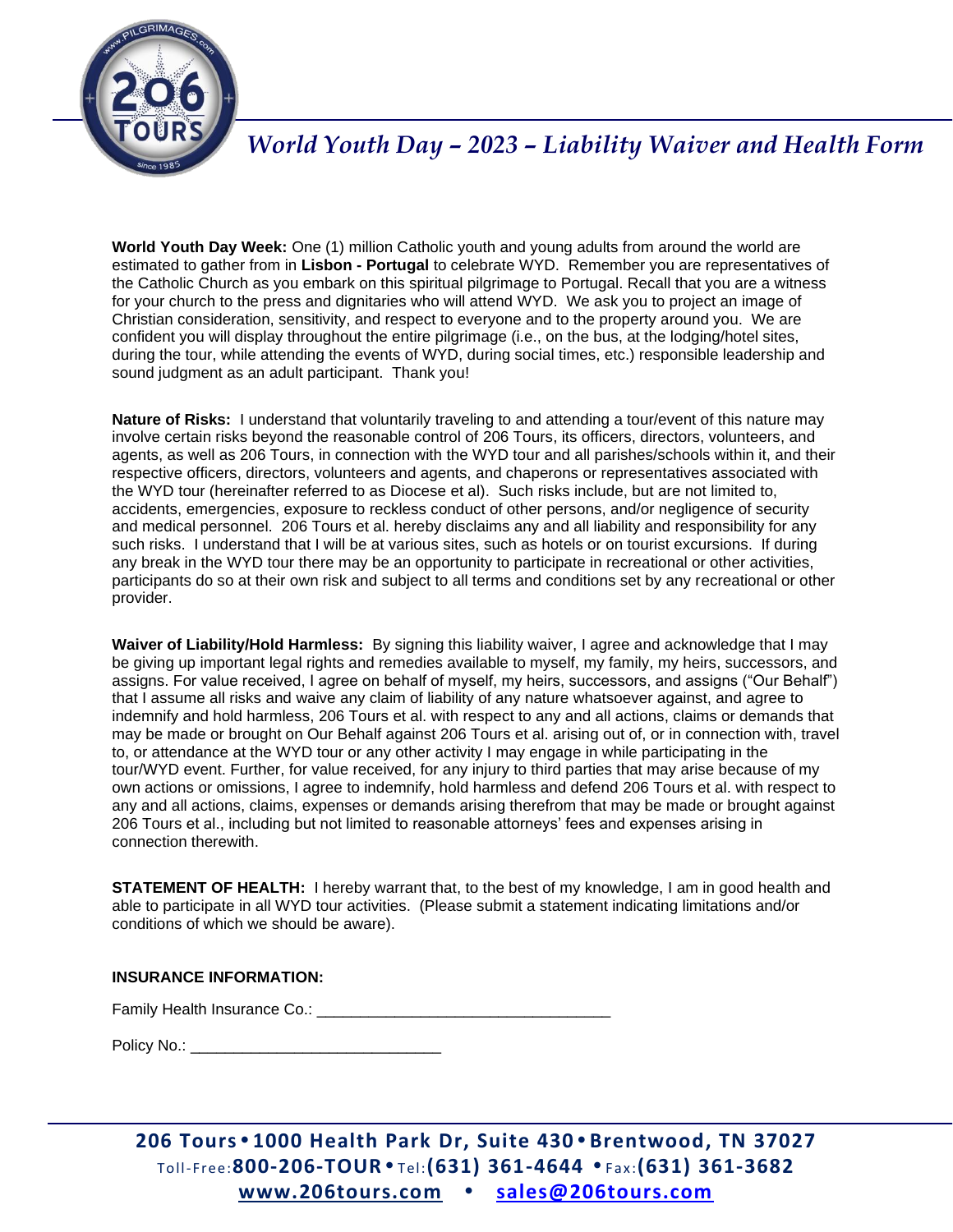# *World Youth Day – 2023 – Liability Waiver and Health Form*

**World Youth Day Week:** One (1) million Catholic youth and young adults from around the world are estimated to gather from in **Lisbon - Portugal** to celebrate WYD. Remember you are representatives of the Catholic Church as you embark on this spiritual pilgrimage to Portugal. Recall that you are a witness for your church to the press and dignitaries who will attend WYD. We ask you to project an image of Christian consideration, sensitivity, and respect to everyone and to the property around you. We are confident you will display throughout the entire pilgrimage (i.e., on the bus, at the lodging/hotel sites, during the tour, while attending the events of WYD, during social times, etc.) responsible leadership and sound judgment as an adult participant. Thank you!

**Nature of Risks:** I understand that voluntarily traveling to and attending a tour/event of this nature may involve certain risks beyond the reasonable control of 206 Tours, its officers, directors, volunteers, and agents, as well as 206 Tours, in connection with the WYD tour and all parishes/schools within it, and their respective officers, directors, volunteers and agents, and chaperons or representatives associated with the WYD tour (hereinafter referred to as Diocese et al). Such risks include, but are not limited to, accidents, emergencies, exposure to reckless conduct of other persons, and/or negligence of security and medical personnel. 206 Tours et al. hereby disclaims any and all liability and responsibility for any such risks. I understand that I will be at various sites, such as hotels or on tourist excursions. If during any break in the WYD tour there may be an opportunity to participate in recreational or other activities, participants do so at their own risk and subject to all terms and conditions set by any recreational or other provider.

**Waiver of Liability/Hold Harmless:** By signing this liability waiver, I agree and acknowledge that I may be giving up important legal rights and remedies available to myself, my family, my heirs, successors, and assigns. For value received, I agree on behalf of myself, my heirs, successors, and assigns ("Our Behalf") that I assume all risks and waive any claim of liability of any nature whatsoever against, and agree to indemnify and hold harmless, 206 Tours et al. with respect to any and all actions, claims or demands that may be made or brought on Our Behalf against 206 Tours et al. arising out of, or in connection with, travel to, or attendance at the WYD tour or any other activity I may engage in while participating in the tour/WYD event. Further, for value received, for any injury to third parties that may arise because of my own actions or omissions, I agree to indemnify, hold harmless and defend 206 Tours et al. with respect to any and all actions, claims, expenses or demands arising therefrom that may be made or brought against 206 Tours et al., including but not limited to reasonable attorneys' fees and expenses arising in connection therewith.

**STATEMENT OF HEALTH:** I hereby warrant that, to the best of my knowledge, I am in good health and able to participate in all WYD tour activities. (Please submit a statement indicating limitations and/or conditions of which we should be aware).

**INSURANCE INFORMATION:**

Family Health Insurance Co.: ___________________________________

Policy No.: ______________________________

**206 Tours • 1000 Health Park Dr, Suite 430 • Brentwood, TN 37027**
Toll-Free: **800-206-TOUR** • Tel: **(631) 361-4644** • Fax: **(631) 361-3682**
**www.206tours.com • sales@206tours.com**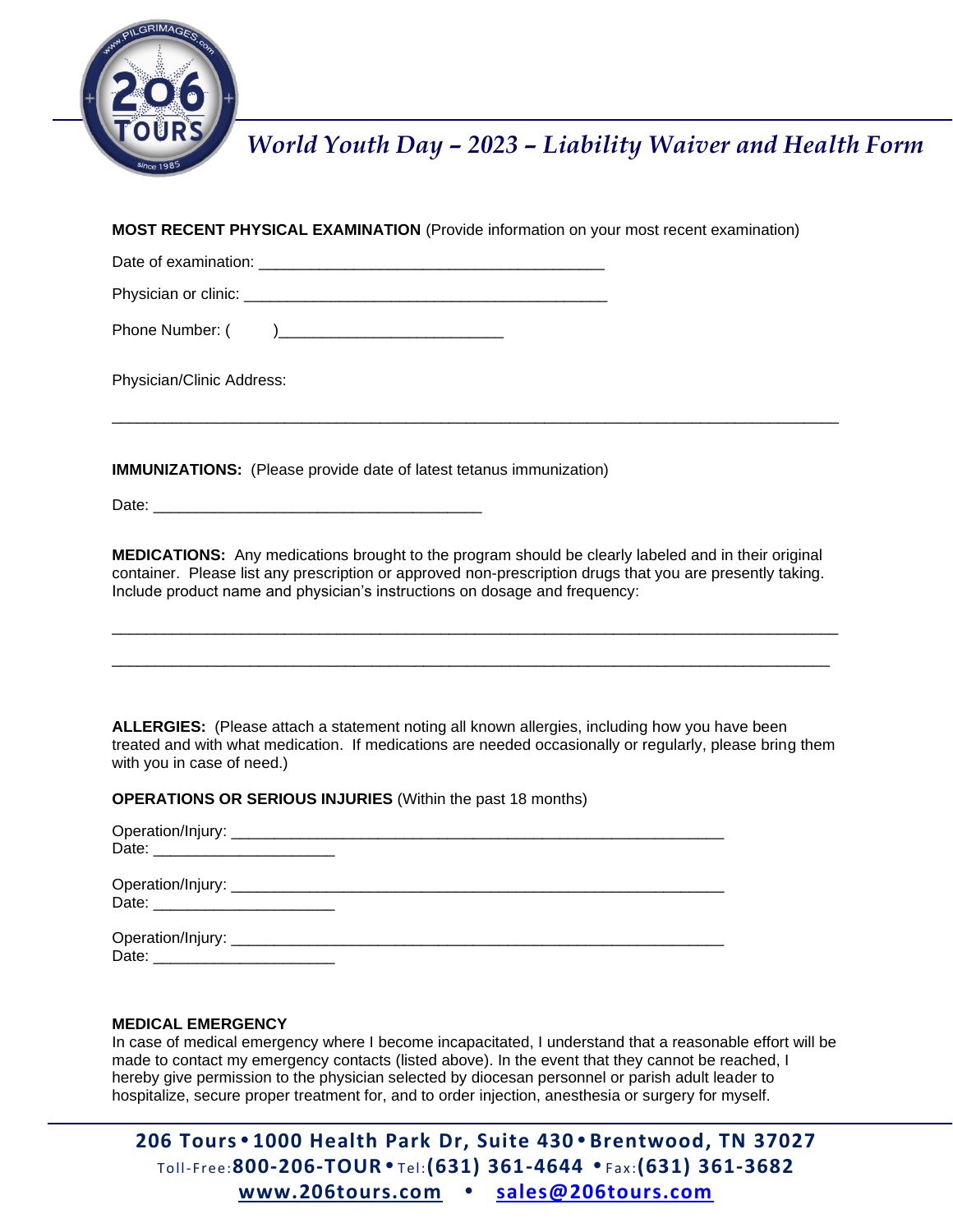# World Youth Day – 2023 – Liability Waiver and Health Form

**MOST RECENT PHYSICAL EXAMINATION** (Provide information on your most recent examination)

Date of examination: ________________________________________

Physician or clinic: ___________________________________________

Phone Number: (        )_________________________

Physician/Clinic Address:

_______________________________________________________________________________

**IMMUNIZATIONS:** (Please provide date of latest tetanus immunization)

Date: ______________________________________

**MEDICATIONS:** Any medications brought to the program should be clearly labeled and in their original container. Please list any prescription or approved non-prescription drugs that you are presently taking. Include product name and physician's instructions on dosage and frequency:

_______________________________________________________________________________

_______________________________________________________________________________

**ALLERGIES:** (Please attach a statement noting all known allergies, including how you have been treated and with what medication. If medications are needed occasionally or regularly, please bring them with you in case of need.)

**OPERATIONS OR SERIOUS INJURIES** (Within the past 18 months)

Operation/Injury: _________________________________________________________
Date: ____________________

Operation/Injury: _________________________________________________________
Date: ____________________

Operation/Injury: _________________________________________________________
Date: ____________________

**MEDICAL EMERGENCY**
In case of medical emergency where I become incapacitated, I understand that a reasonable effort will be made to contact my emergency contacts (listed above). In the event that they cannot be reached, I hereby give permission to the physician selected by diocesan personnel or parish adult leader to hospitalize, secure proper treatment for, and to order injection, anesthesia or surgery for myself.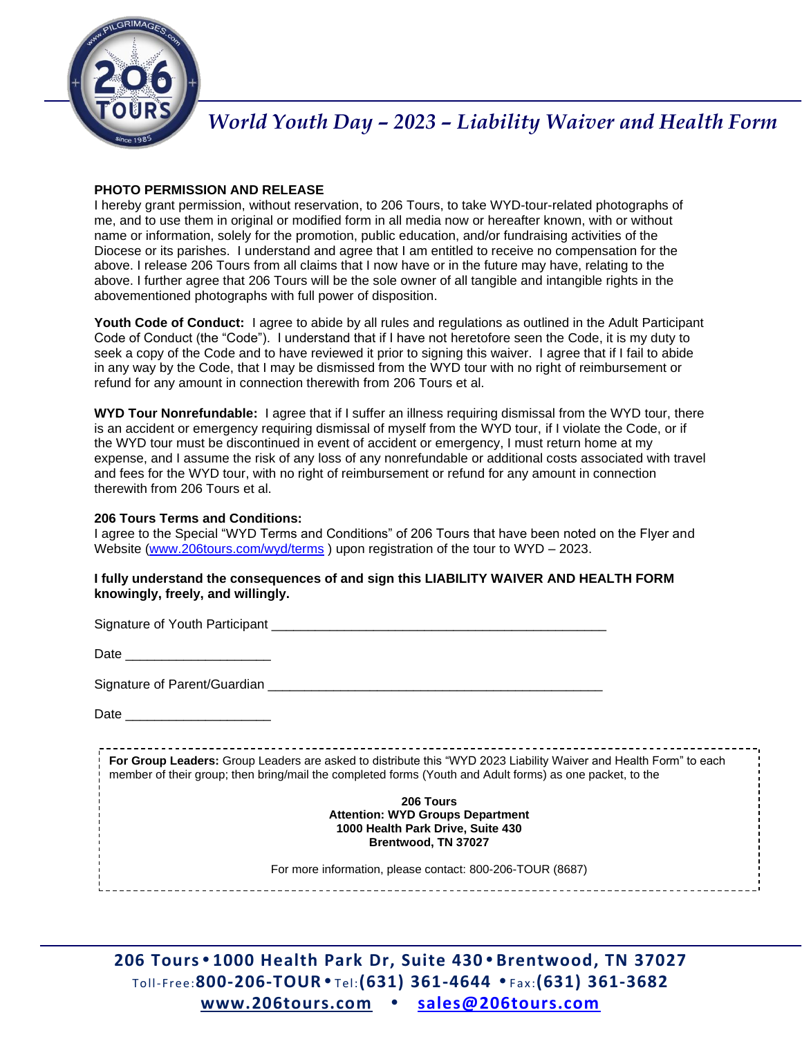# *World Youth Day – 2023 – Liability Waiver and Health Form*

**PHOTO PERMISSION AND RELEASE**

I hereby grant permission, without reservation, to 206 Tours, to take WYD-tour-related photographs of me, and to use them in original or modified form in all media now or hereafter known, with or without name or information, solely for the promotion, public education, and/or fundraising activities of the Diocese or its parishes. I understand and agree that I am entitled to receive no compensation for the above. I release 206 Tours from all claims that I now have or in the future may have, relating to the above. I further agree that 206 Tours will be the sole owner of all tangible and intangible rights in the abovementioned photographs with full power of disposition.

**Youth Code of Conduct:** I agree to abide by all rules and regulations as outlined in the Adult Participant Code of Conduct (the "Code"). I understand that if I have not heretofore seen the Code, it is my duty to seek a copy of the Code and to have reviewed it prior to signing this waiver. I agree that if I fail to abide in any way by the Code, that I may be dismissed from the WYD tour with no right of reimbursement or refund for any amount in connection therewith from 206 Tours et al.

**WYD Tour Nonrefundable:** I agree that if I suffer an illness requiring dismissal from the WYD tour, there is an accident or emergency requiring dismissal of myself from the WYD tour, if I violate the Code, or if the WYD tour must be discontinued in event of accident or emergency, I must return home at my expense, and I assume the risk of any loss of any nonrefundable or additional costs associated with travel and fees for the WYD tour, with no right of reimbursement or refund for any amount in connection therewith from 206 Tours et al.

**206 Tours Terms and Conditions:**

I agree to the Special "WYD Terms and Conditions" of 206 Tours that have been noted on the Flyer and Website (www.206tours.com/wyd/terms ) upon registration of the tour to WYD – 2023.

**I fully understand the consequences of and sign this LIABILITY WAIVER AND HEALTH FORM knowingly, freely, and willingly.**

Signature of Youth Participant ______________________________________________

Date ____________________

Signature of Parent/Guardian ______________________________________________

Date ____________________

**For Group Leaders:** Group Leaders are asked to distribute this "WYD 2023 Liability Waiver and Health Form" to each member of their group; then bring/mail the completed forms (Youth and Adult forms) as one packet, to the

**206 Tours**
**Attention: WYD Groups Department**
**1000 Health Park Drive, Suite 430**
**Brentwood, TN 37027**

For more information, please contact: 800-206-TOUR (8687)

**206 Tours • 1000 Health Park Dr, Suite 430 • Brentwood, TN 37027**
Toll-Free: **800-206-TOUR** • Tel: **(631) 361-4644** • Fax: **(631) 361-3682**
**www.206tours.com** • **sales@206tours.com**